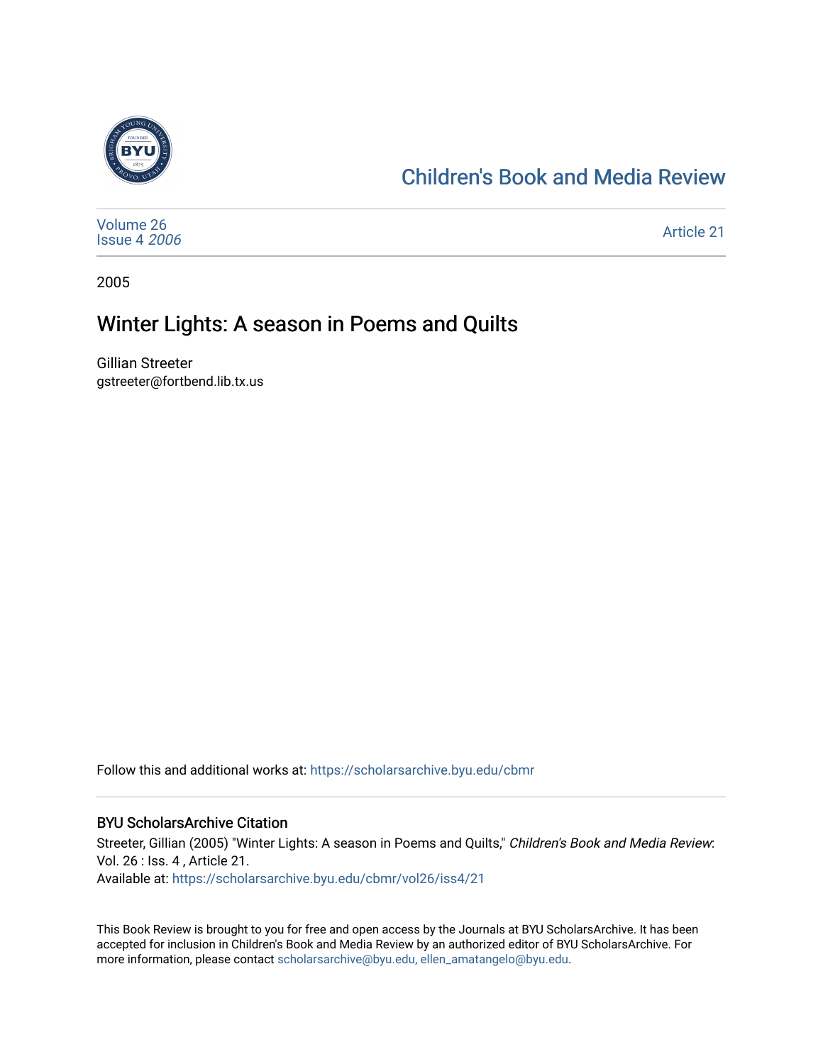Children's Book and Media Review

Volume 26
Issue 4 *2006*

Article 21

2005

# Winter Lights: A season in Poems and Quilts

Gillian Streeter
gstreeter@fortbend.lib.tx.us

Follow this and additional works at: https://scholarsarchive.byu.edu/cbmr

## BYU ScholarsArchive Citation

Streeter, Gillian (2005) "Winter Lights: A season in Poems and Quilts," *Children's Book and Media Review*: Vol. 26 : Iss. 4 , Article 21.
Available at: https://scholarsarchive.byu.edu/cbmr/vol26/iss4/21

This Book Review is brought to you for free and open access by the Journals at BYU ScholarsArchive. It has been accepted for inclusion in Children's Book and Media Review by an authorized editor of BYU ScholarsArchive. For more information, please contact scholarsarchive@byu.edu, ellen_amatangelo@byu.edu.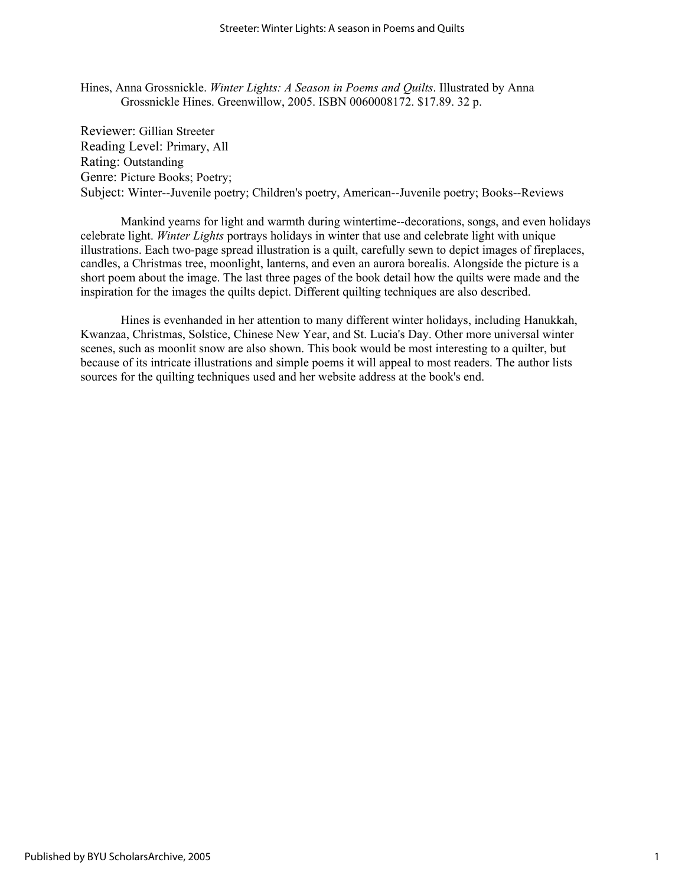Hines, Anna Grossnickle. *Winter Lights: A Season in Poems and Quilts*. Illustrated by Anna Grossnickle Hines. Greenwillow, 2005. ISBN 0060008172. $17.89. 32 p.

Reviewer: Gillian Streeter
Reading Level: Primary, All
Rating: Outstanding
Genre: Picture Books; Poetry;
Subject: Winter--Juvenile poetry; Children's poetry, American--Juvenile poetry; Books--Reviews

Mankind yearns for light and warmth during wintertime--decorations, songs, and even holidays celebrate light. *Winter Lights* portrays holidays in winter that use and celebrate light with unique illustrations. Each two-page spread illustration is a quilt, carefully sewn to depict images of fireplaces, candles, a Christmas tree, moonlight, lanterns, and even an aurora borealis. Alongside the picture is a short poem about the image. The last three pages of the book detail how the quilts were made and the inspiration for the images the quilts depict. Different quilting techniques are also described.

Hines is evenhanded in her attention to many different winter holidays, including Hanukkah, Kwanzaa, Christmas, Solstice, Chinese New Year, and St. Lucia's Day. Other more universal winter scenes, such as moonlit snow are also shown. This book would be most interesting to a quilter, but because of its intricate illustrations and simple poems it will appeal to most readers. The author lists sources for the quilting techniques used and her website address at the book's end.